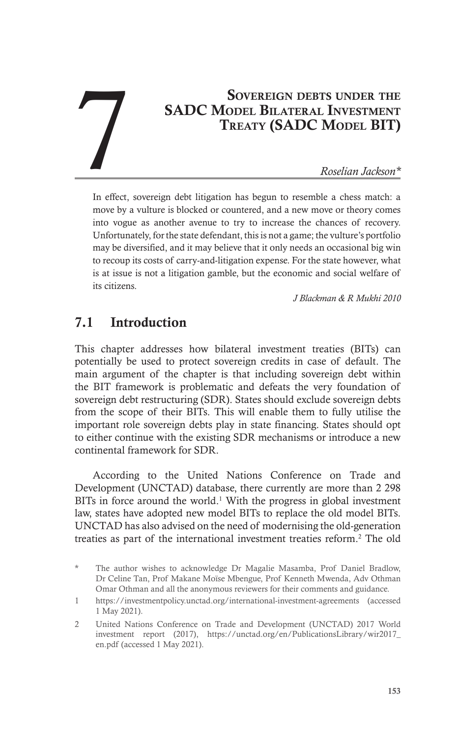# 7 Sovereign debts under the SADC Model Bilateral Investment Treaty (SADC Model BIT)

*Roselian Jackson**

> In effect, sovereign debt litigation has begun to resemble a chess match: a move by a vulture is blocked or countered, and a new move or theory comes into vogue as another avenue to try to increase the chances of recovery. Unfortunately, for the state defendant, this is not a game; the vulture's portfolio may be diversified, and it may believe that it only needs an occasional big win to recoup its costs of carry-and-litigation expense. For the state however, what is at issue is not a litigation gamble, but the economic and social welfare of its citizens.
>
> *J Blackman & R Mukhi 2010*

## 7.1 Introduction

This chapter addresses how bilateral investment treaties (BITs) can potentially be used to protect sovereign credits in case of default. The main argument of the chapter is that including sovereign debt within the BIT framework is problematic and defeats the very foundation of sovereign debt restructuring (SDR). States should exclude sovereign debts from the scope of their BITs. This will enable them to fully utilise the important role sovereign debts play in state financing. States should opt to either continue with the existing SDR mechanisms or introduce a new continental framework for SDR.

According to the United Nations Conference on Trade and Development (UNCTAD) database, there currently are more than 2 298 BITs in force around the world.[1] With the progress in global investment law, states have adopted new model BITs to replace the old model BITs. UNCTAD has also advised on the need of modernising the old-generation treaties as part of the international investment treaties reform.[2] The old

\* The author wishes to acknowledge Dr Magalie Masamba, Prof Daniel Bradlow, Dr Celine Tan, Prof Makane Moïse Mbengue, Prof Kenneth Mwenda, Adv Othman Omar Othman and all the anonymous reviewers for their comments and guidance.

1 https://investmentpolicy.unctad.org/international-investment-agreements (accessed 1 May 2021).

2 United Nations Conference on Trade and Development (UNCTAD) 2017 World investment report (2017), https://unctad.org/en/PublicationsLibrary/wir2017_en.pdf (accessed 1 May 2021).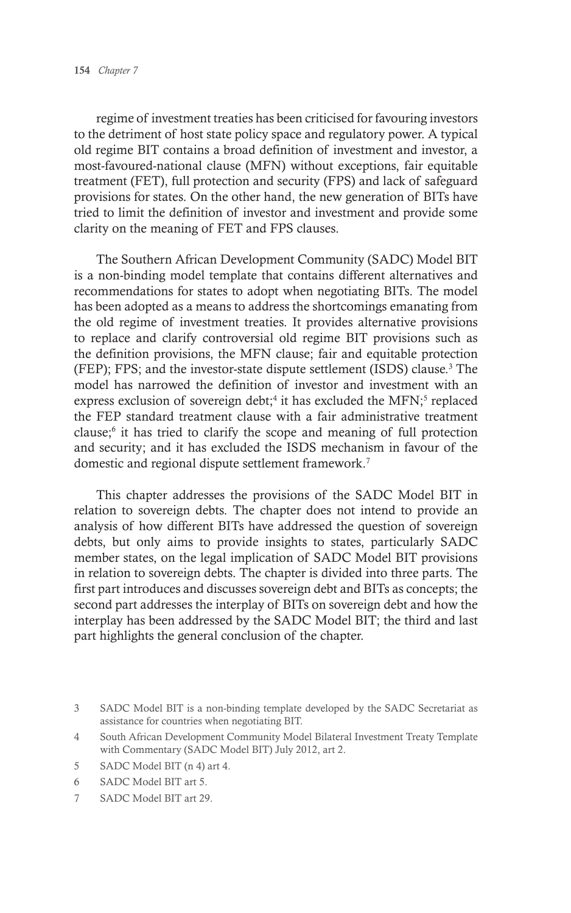regime of investment treaties has been criticised for favouring investors to the detriment of host state policy space and regulatory power. A typical old regime BIT contains a broad definition of investment and investor, a most-favoured-national clause (MFN) without exceptions, fair equitable treatment (FET), full protection and security (FPS) and lack of safeguard provisions for states. On the other hand, the new generation of BITs have tried to limit the definition of investor and investment and provide some clarity on the meaning of FET and FPS clauses.

The Southern African Development Community (SADC) Model BIT is a non-binding model template that contains different alternatives and recommendations for states to adopt when negotiating BITs. The model has been adopted as a means to address the shortcomings emanating from the old regime of investment treaties. It provides alternative provisions to replace and clarify controversial old regime BIT provisions such as the definition provisions, the MFN clause; fair and equitable protection (FEP); FPS; and the investor-state dispute settlement (ISDS) clause.[3] The model has narrowed the definition of investor and investment with an express exclusion of sovereign debt;[4] it has excluded the MFN;[5] replaced the FEP standard treatment clause with a fair administrative treatment clause;[6] it has tried to clarify the scope and meaning of full protection and security; and it has excluded the ISDS mechanism in favour of the domestic and regional dispute settlement framework.[7]

This chapter addresses the provisions of the SADC Model BIT in relation to sovereign debts. The chapter does not intend to provide an analysis of how different BITs have addressed the question of sovereign debts, but only aims to provide insights to states, particularly SADC member states, on the legal implication of SADC Model BIT provisions in relation to sovereign debts. The chapter is divided into three parts. The first part introduces and discusses sovereign debt and BITs as concepts; the second part addresses the interplay of BITs on sovereign debt and how the interplay has been addressed by the SADC Model BIT; the third and last part highlights the general conclusion of the chapter.

---

3 SADC Model BIT is a non-binding template developed by the SADC Secretariat as assistance for countries when negotiating BIT.

4 South African Development Community Model Bilateral Investment Treaty Template with Commentary (SADC Model BIT) July 2012, art 2.

5 SADC Model BIT (n 4) art 4.

6 SADC Model BIT art 5.

7 SADC Model BIT art 29.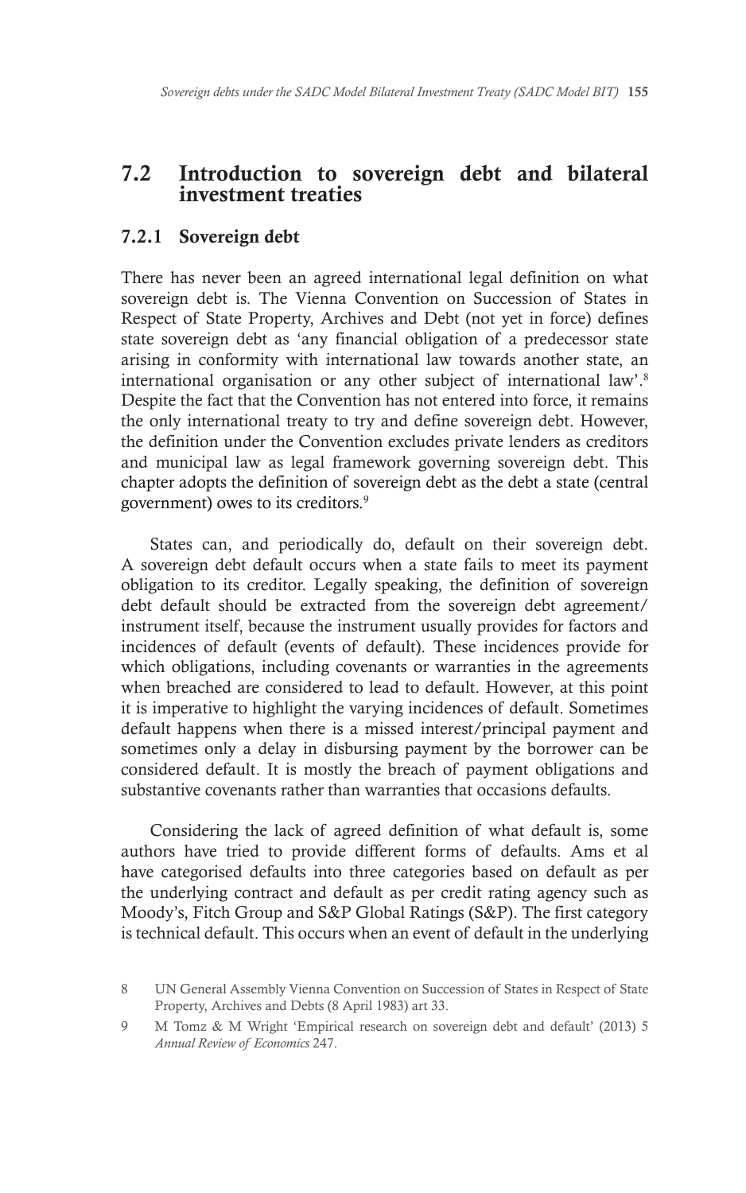## 7.2 Introduction to sovereign debt and bilateral investment treaties

### 7.2.1 Sovereign debt

There has never been an agreed international legal definition on what sovereign debt is. The Vienna Convention on Succession of States in Respect of State Property, Archives and Debt (not yet in force) defines state sovereign debt as 'any financial obligation of a predecessor state arising in conformity with international law towards another state, an international organisation or any other subject of international law'.[8] Despite the fact that the Convention has not entered into force, it remains the only international treaty to try and define sovereign debt. However, the definition under the Convention excludes private lenders as creditors and municipal law as legal framework governing sovereign debt. This chapter adopts the definition of sovereign debt as the debt a state (central government) owes to its creditors.[9]

States can, and periodically do, default on their sovereign debt. A sovereign debt default occurs when a state fails to meet its payment obligation to its creditor. Legally speaking, the definition of sovereign debt default should be extracted from the sovereign debt agreement/instrument itself, because the instrument usually provides for factors and incidences of default (events of default). These incidences provide for which obligations, including covenants or warranties in the agreements when breached are considered to lead to default. However, at this point it is imperative to highlight the varying incidences of default. Sometimes default happens when there is a missed interest/principal payment and sometimes only a delay in disbursing payment by the borrower can be considered default. It is mostly the breach of payment obligations and substantive covenants rather than warranties that occasions defaults.

Considering the lack of agreed definition of what default is, some authors have tried to provide different forms of defaults. Ams et al have categorised defaults into three categories based on default as per the underlying contract and default as per credit rating agency such as Moody's, Fitch Group and S&P Global Ratings (S&P). The first category is technical default. This occurs when an event of default in the underlying

---

8 UN General Assembly Vienna Convention on Succession of States in Respect of State Property, Archives and Debts (8 April 1983) art 33.

9 M Tomz & M Wright 'Empirical research on sovereign debt and default' (2013) 5 *Annual Review of Economics* 247.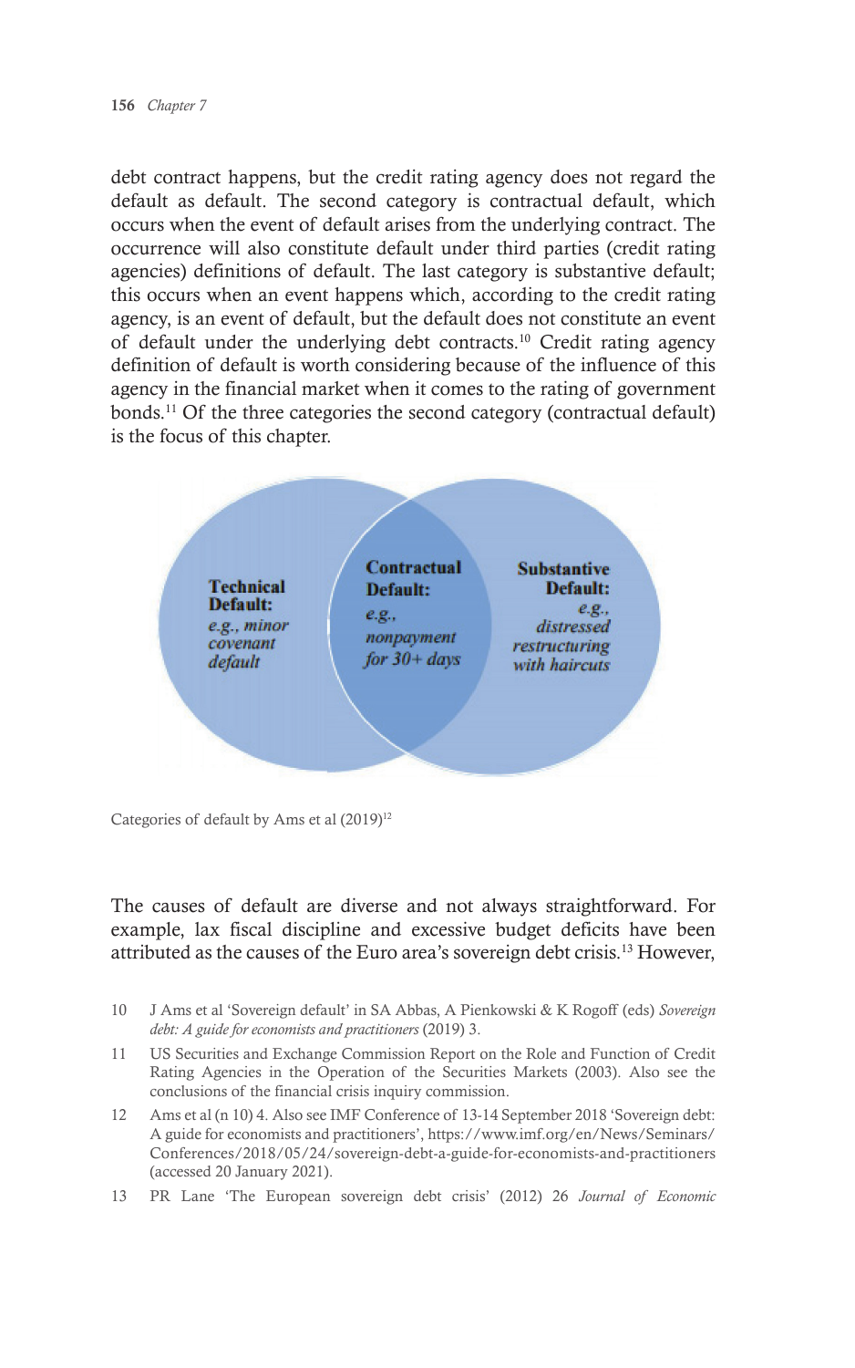debt contract happens, but the credit rating agency does not regard the default as default. The second category is contractual default, which occurs when the event of default arises from the underlying contract. The occurrence will also constitute default under third parties (credit rating agencies) definitions of default. The last category is substantive default; this occurs when an event happens which, according to the credit rating agency, is an event of default, but the default does not constitute an event of default under the underlying debt contracts.[10] Credit rating agency definition of default is worth considering because of the influence of this agency in the financial market when it comes to the rating of government bonds.[11] Of the three categories the second category (contractual default) is the focus of this chapter.

**Technical Default:** *e.g., minor covenant default*

**Contractual Default:** *e.g., nonpayment for 30+ days*

**Substantive Default:** *e.g., distressed restructuring with haircuts*

Categories of default by Ams et al (2019)[12]

The causes of default are diverse and not always straightforward. For example, lax fiscal discipline and excessive budget deficits have been attributed as the causes of the Euro area's sovereign debt crisis.[13] However,

10 J Ams et al 'Sovereign default' in SA Abbas, A Pienkowski & K Rogoff (eds) *Sovereign debt: A guide for economists and practitioners* (2019) 3.

11 US Securities and Exchange Commission Report on the Role and Function of Credit Rating Agencies in the Operation of the Securities Markets (2003). Also see the conclusions of the financial crisis inquiry commission.

12 Ams et al (n 10) 4. Also see IMF Conference of 13-14 September 2018 'Sovereign debt: A guide for economists and practitioners', https://www.imf.org/en/News/Seminars/Conferences/2018/05/24/sovereign-debt-a-guide-for-economists-and-practitioners (accessed 20 January 2021).

13 PR Lane 'The European sovereign debt crisis' (2012) 26 *Journal of Economic*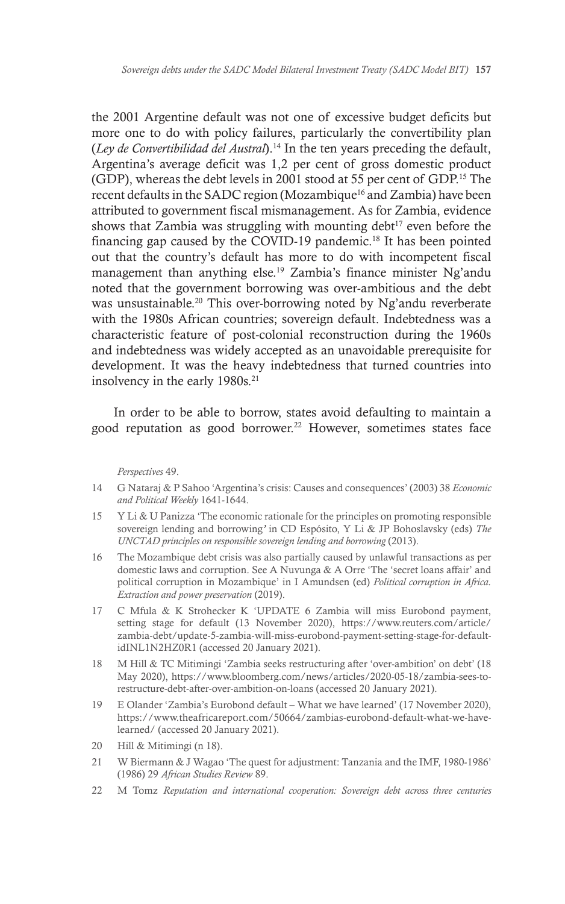the 2001 Argentine default was not one of excessive budget deficits but more one to do with policy failures, particularly the convertibility plan (*Ley de Convertibilidad del Austral*).[14] In the ten years preceding the default, Argentina's average deficit was 1,2 per cent of gross domestic product (GDP), whereas the debt levels in 2001 stood at 55 per cent of GDP.[15] The recent defaults in the SADC region (Mozambique[16] and Zambia) have been attributed to government fiscal mismanagement. As for Zambia, evidence shows that Zambia was struggling with mounting debt[17] even before the financing gap caused by the COVID-19 pandemic.[18] It has been pointed out that the country's default has more to do with incompetent fiscal management than anything else.[19] Zambia's finance minister Ng'andu noted that the government borrowing was over-ambitious and the debt was unsustainable.[20] This over-borrowing noted by Ng'andu reverberate with the 1980s African countries; sovereign default. Indebtedness was a characteristic feature of post-colonial reconstruction during the 1960s and indebtedness was widely accepted as an unavoidable prerequisite for development. It was the heavy indebtedness that turned countries into insolvency in the early 1980s.[21]

In order to be able to borrow, states avoid defaulting to maintain a good reputation as good borrower.[22] However, sometimes states face

*Perspectives* 49.

14 G Nataraj & P Sahoo 'Argentina's crisis: Causes and consequences' (2003) 38 *Economic and Political Weekly* 1641-1644.

15 Y Li & U Panizza 'The economic rationale for the principles on promoting responsible sovereign lending and borrowing' in CD Espósito, Y Li & JP Bohoslavsky (eds) *The UNCTAD principles on responsible sovereign lending and borrowing* (2013).

16 The Mozambique debt crisis was also partially caused by unlawful transactions as per domestic laws and corruption. See A Nuvunga & A Orre 'The 'secret loans affair' and political corruption in Mozambique' in I Amundsen (ed) *Political corruption in Africa. Extraction and power preservation* (2019).

17 C Mfula & K Strohecker K 'UPDATE 6 Zambia will miss Eurobond payment, setting stage for default (13 November 2020), https://www.reuters.com/article/zambia-debt/update-5-zambia-will-miss-eurobond-payment-setting-stage-for-default-idINL1N2HZ0R1 (accessed 20 January 2021).

18 M Hill & TC Mitimingi 'Zambia seeks restructuring after 'over-ambition' on debt' (18 May 2020), https://www.bloomberg.com/news/articles/2020-05-18/zambia-sees-to-restructure-debt-after-over-ambition-on-loans (accessed 20 January 2021).

19 E Olander 'Zambia's Eurobond default – What we have learned' (17 November 2020), https://www.theafricareport.com/50664/zambias-eurobond-default-what-we-have-learned/ (accessed 20 January 2021).

20 Hill & Mitimingi (n 18).

21 W Biermann & J Wagao 'The quest for adjustment: Tanzania and the IMF, 1980-1986' (1986) 29 *African Studies Review* 89.

22 M Tomz *Reputation and international cooperation: Sovereign debt across three centuries*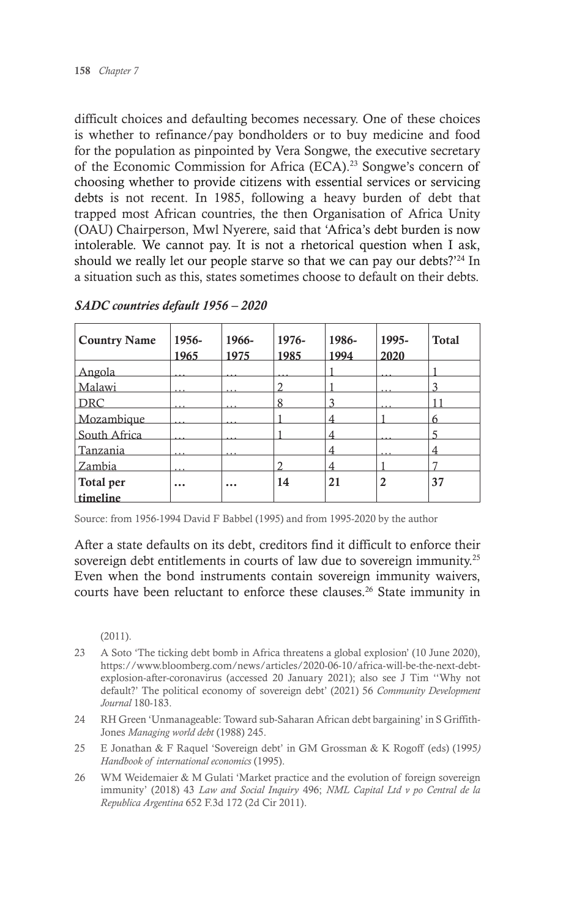difficult choices and defaulting becomes necessary. One of these choices is whether to refinance/pay bondholders or to buy medicine and food for the population as pinpointed by Vera Songwe, the executive secretary of the Economic Commission for Africa (ECA).[23] Songwe's concern of choosing whether to provide citizens with essential services or servicing debts is not recent. In 1985, following a heavy burden of debt that trapped most African countries, the then Organisation of Africa Unity (OAU) Chairperson, Mwl Nyerere, said that 'Africa's debt burden is now intolerable. We cannot pay. It is not a rhetorical question when I ask, should we really let our people starve so that we can pay our debts?'[24] In a situation such as this, states sometimes choose to default on their debts.

***SADC countries default 1956 – 2020***

| Country Name | 1956-1965 | 1966-1975 | 1976-1985 | 1986-1994 | 1995-2020 | Total |
|---|---|---|---|---|---|---|
| Angola | … | … | … | 1 | … | 1 |
| Malawi | … | … | 2 | 1 | … | 3 |
| DRC | … | … | 8 | 3 | … | 11 |
| Mozambique | … | … | 1 | 4 | 1 | 6 |
| South Africa | … | … | 1 | 4 | … | 5 |
| Tanzania | … | … | | 4 | … | 4 |
| Zambia | … | | 2 | 4 | 1 | 7 |
| **Total per timeline** | **…** | **…** | **14** | **21** | **2** | **37** |

Source: from 1956-1994 David F Babbel (1995) and from 1995-2020 by the author

After a state defaults on its debt, creditors find it difficult to enforce their sovereign debt entitlements in courts of law due to sovereign immunity.[25] Even when the bond instruments contain sovereign immunity waivers, courts have been reluctant to enforce these clauses.[26] State immunity in

(2011).

23 A Soto 'The ticking debt bomb in Africa threatens a global explosion' (10 June 2020), https://www.bloomberg.com/news/articles/2020-06-10/africa-will-be-the-next-debt-explosion-after-coronavirus (accessed 20 January 2021); also see J Tim ''Why not default?' The political economy of sovereign debt' (2021) 56 *Community Development Journal* 180-183.

24 RH Green 'Unmanageable: Toward sub-Saharan African debt bargaining' in S Griffith-Jones *Managing world debt* (1988) 245.

25 E Jonathan & F Raquel 'Sovereign debt' in GM Grossman & K Rogoff (eds) (1995) *Handbook of international economics* (1995).

26 WM Weidemaier & M Gulati 'Market practice and the evolution of foreign sovereign immunity' (2018) 43 *Law and Social Inquiry* 496; *NML Capital Ltd v po Central de la Republica Argentina* 652 F.3d 172 (2d Cir 2011).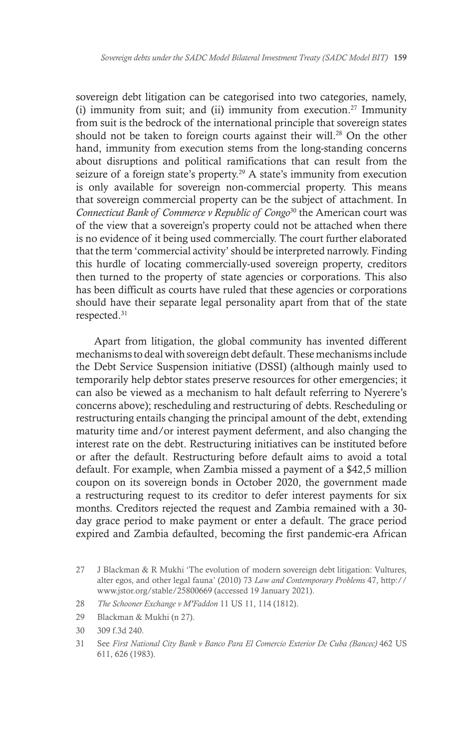sovereign debt litigation can be categorised into two categories, namely, (i) immunity from suit; and (ii) immunity from execution.[27] Immunity from suit is the bedrock of the international principle that sovereign states should not be taken to foreign courts against their will.[28] On the other hand, immunity from execution stems from the long-standing concerns about disruptions and political ramifications that can result from the seizure of a foreign state's property.[29] A state's immunity from execution is only available for sovereign non-commercial property. This means that sovereign commercial property can be the subject of attachment. In *Connecticut Bank of Commerce v Republic of Congo*[30] the American court was of the view that a sovereign's property could not be attached when there is no evidence of it being used commercially. The court further elaborated that the term 'commercial activity' should be interpreted narrowly. Finding this hurdle of locating commercially-used sovereign property, creditors then turned to the property of state agencies or corporations. This also has been difficult as courts have ruled that these agencies or corporations should have their separate legal personality apart from that of the state respected.[31]

Apart from litigation, the global community has invented different mechanisms to deal with sovereign debt default. These mechanisms include the Debt Service Suspension initiative (DSSI) (although mainly used to temporarily help debtor states preserve resources for other emergencies; it can also be viewed as a mechanism to halt default referring to Nyerere's concerns above); rescheduling and restructuring of debts. Rescheduling or restructuring entails changing the principal amount of the debt, extending maturity time and/or interest payment deferment, and also changing the interest rate on the debt. Restructuring initiatives can be instituted before or after the default. Restructuring before default aims to avoid a total default. For example, when Zambia missed a payment of a $42,5 million coupon on its sovereign bonds in October 2020, the government made a restructuring request to its creditor to defer interest payments for six months. Creditors rejected the request and Zambia remained with a 30-day grace period to make payment or enter a default. The grace period expired and Zambia defaulted, becoming the first pandemic-era African

27 J Blackman & R Mukhi 'The evolution of modern sovereign debt litigation: Vultures, alter egos, and other legal fauna' (2010) 73 *Law and Contemporary Problems* 47, http://www.jstor.org/stable/25800669 (accessed 19 January 2021).

28 *The Schooner Exchange v M'Faddon* 11 US 11, 114 (1812).

29 Blackman & Mukhi (n 27).

30 309 f.3d 240.

31 See *First National City Bank v Banco Para El Comercio Exterior De Cuba (Bancec)* 462 US 611, 626 (1983).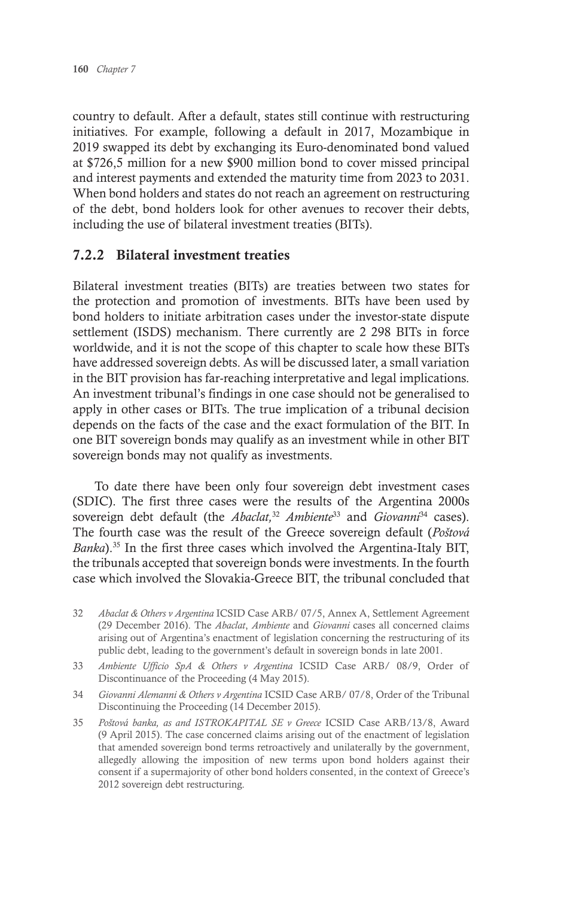country to default. After a default, states still continue with restructuring initiatives. For example, following a default in 2017, Mozambique in 2019 swapped its debt by exchanging its Euro-denominated bond valued at $726,5 million for a new $900 million bond to cover missed principal and interest payments and extended the maturity time from 2023 to 2031. When bond holders and states do not reach an agreement on restructuring of the debt, bond holders look for other avenues to recover their debts, including the use of bilateral investment treaties (BITs).

### 7.2.2 Bilateral investment treaties

Bilateral investment treaties (BITs) are treaties between two states for the protection and promotion of investments. BITs have been used by bond holders to initiate arbitration cases under the investor-state dispute settlement (ISDS) mechanism. There currently are 2 298 BITs in force worldwide, and it is not the scope of this chapter to scale how these BITs have addressed sovereign debts. As will be discussed later, a small variation in the BIT provision has far-reaching interpretative and legal implications. An investment tribunal's findings in one case should not be generalised to apply in other cases or BITs. The true implication of a tribunal decision depends on the facts of the case and the exact formulation of the BIT. In one BIT sovereign bonds may qualify as an investment while in other BIT sovereign bonds may not qualify as investments.

To date there have been only four sovereign debt investment cases (SDIC). The first three cases were the results of the Argentina 2000s sovereign debt default (the *Abaclat,*[32] *Ambiente*[33] and *Giovanni*[34] cases). The fourth case was the result of the Greece sovereign default (*Poštová Banka*).[35] In the first three cases which involved the Argentina-Italy BIT, the tribunals accepted that sovereign bonds were investments. In the fourth case which involved the Slovakia-Greece BIT, the tribunal concluded that

32 *Abaclat & Others v Argentina* ICSID Case ARB/ 07/5, Annex A, Settlement Agreement (29 December 2016). The *Abaclat*, *Ambiente* and *Giovanni* cases all concerned claims arising out of Argentina's enactment of legislation concerning the restructuring of its public debt, leading to the government's default in sovereign bonds in late 2001.

33 *Ambiente Ufficio SpA & Others v Argentina* ICSID Case ARB/ 08/9, Order of Discontinuance of the Proceeding (4 May 2015).

34 *Giovanni Alemanni & Others v Argentina* ICSID Case ARB/ 07/8, Order of the Tribunal Discontinuing the Proceeding (14 December 2015).

35 *Poštová banka, as and ISTROKAPITAL SE v Greece* ICSID Case ARB/13/8, Award (9 April 2015). The case concerned claims arising out of the enactment of legislation that amended sovereign bond terms retroactively and unilaterally by the government, allegedly allowing the imposition of new terms upon bond holders against their consent if a supermajority of other bond holders consented, in the context of Greece's 2012 sovereign debt restructuring.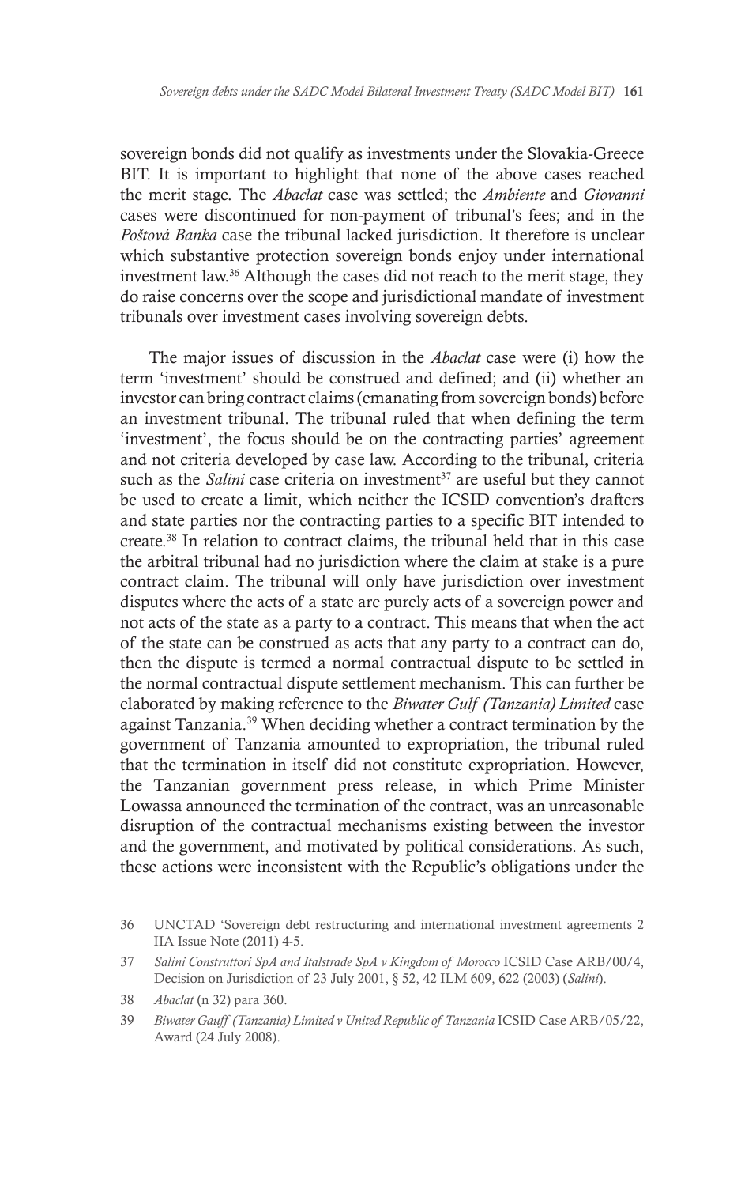sovereign bonds did not qualify as investments under the Slovakia-Greece BIT. It is important to highlight that none of the above cases reached the merit stage. The *Abaclat* case was settled; the *Ambiente* and *Giovanni* cases were discontinued for non-payment of tribunal's fees; and in the *Poštová Banka* case the tribunal lacked jurisdiction. It therefore is unclear which substantive protection sovereign bonds enjoy under international investment law.[36] Although the cases did not reach to the merit stage, they do raise concerns over the scope and jurisdictional mandate of investment tribunals over investment cases involving sovereign debts.

The major issues of discussion in the *Abaclat* case were (i) how the term 'investment' should be construed and defined; and (ii) whether an investor can bring contract claims (emanating from sovereign bonds) before an investment tribunal. The tribunal ruled that when defining the term 'investment', the focus should be on the contracting parties' agreement and not criteria developed by case law. According to the tribunal, criteria such as the *Salini* case criteria on investment[37] are useful but they cannot be used to create a limit, which neither the ICSID convention's drafters and state parties nor the contracting parties to a specific BIT intended to create.[38] In relation to contract claims, the tribunal held that in this case the arbitral tribunal had no jurisdiction where the claim at stake is a pure contract claim. The tribunal will only have jurisdiction over investment disputes where the acts of a state are purely acts of a sovereign power and not acts of the state as a party to a contract. This means that when the act of the state can be construed as acts that any party to a contract can do, then the dispute is termed a normal contractual dispute to be settled in the normal contractual dispute settlement mechanism. This can further be elaborated by making reference to the *Biwater Gulf (Tanzania) Limited* case against Tanzania.[39] When deciding whether a contract termination by the government of Tanzania amounted to expropriation, the tribunal ruled that the termination in itself did not constitute expropriation. However, the Tanzanian government press release, in which Prime Minister Lowassa announced the termination of the contract, was an unreasonable disruption of the contractual mechanisms existing between the investor and the government, and motivated by political considerations. As such, these actions were inconsistent with the Republic's obligations under the

36 UNCTAD 'Sovereign debt restructuring and international investment agreements 2 IIA Issue Note (2011) 4-5.

37 *Salini Construttori SpA and Italstrade SpA v Kingdom of Morocco* ICSID Case ARB/00/4, Decision on Jurisdiction of 23 July 2001, § 52, 42 ILM 609, 622 (2003) (*Salini*).

38 *Abaclat* (n 32) para 360.

39 *Biwater Gauff (Tanzania) Limited v United Republic of Tanzania* ICSID Case ARB/05/22, Award (24 July 2008).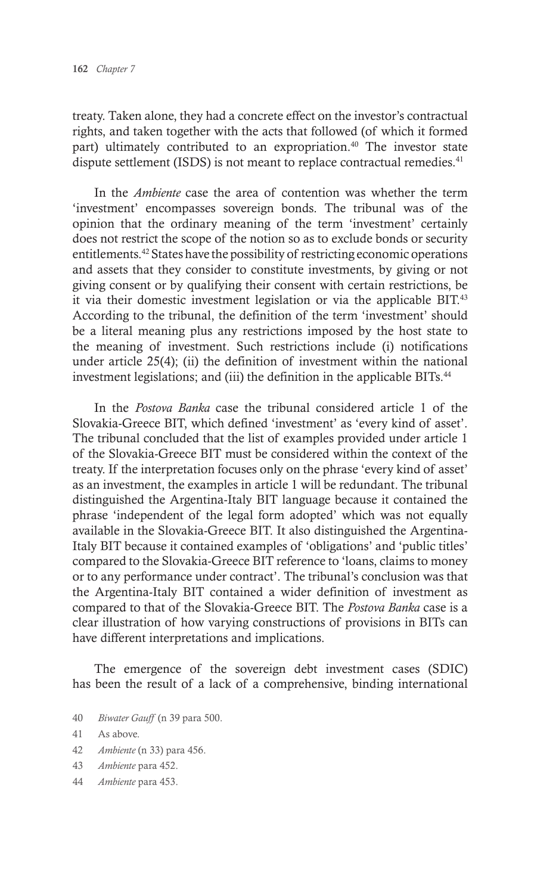treaty. Taken alone, they had a concrete effect on the investor's contractual rights, and taken together with the acts that followed (of which it formed part) ultimately contributed to an expropriation.[40] The investor state dispute settlement (ISDS) is not meant to replace contractual remedies.[41]

In the *Ambiente* case the area of contention was whether the term 'investment' encompasses sovereign bonds. The tribunal was of the opinion that the ordinary meaning of the term 'investment' certainly does not restrict the scope of the notion so as to exclude bonds or security entitlements.[42] States have the possibility of restricting economic operations and assets that they consider to constitute investments, by giving or not giving consent or by qualifying their consent with certain restrictions, be it via their domestic investment legislation or via the applicable BIT.[43] According to the tribunal, the definition of the term 'investment' should be a literal meaning plus any restrictions imposed by the host state to the meaning of investment. Such restrictions include (i) notifications under article 25(4); (ii) the definition of investment within the national investment legislations; and (iii) the definition in the applicable BITs.[44]

In the *Postova Banka* case the tribunal considered article 1 of the Slovakia-Greece BIT, which defined 'investment' as 'every kind of asset'. The tribunal concluded that the list of examples provided under article 1 of the Slovakia-Greece BIT must be considered within the context of the treaty. If the interpretation focuses only on the phrase 'every kind of asset' as an investment, the examples in article 1 will be redundant. The tribunal distinguished the Argentina-Italy BIT language because it contained the phrase 'independent of the legal form adopted' which was not equally available in the Slovakia-Greece BIT. It also distinguished the Argentina-Italy BIT because it contained examples of 'obligations' and 'public titles' compared to the Slovakia-Greece BIT reference to 'loans, claims to money or to any performance under contract'. The tribunal's conclusion was that the Argentina-Italy BIT contained a wider definition of investment as compared to that of the Slovakia-Greece BIT. The *Postova Banka* case is a clear illustration of how varying constructions of provisions in BITs can have different interpretations and implications.

The emergence of the sovereign debt investment cases (SDIC) has been the result of a lack of a comprehensive, binding international

40 *Biwater Gauff* (n 39 para 500.

41 As above.

42 *Ambiente* (n 33) para 456.

43 *Ambiente* para 452.

44 *Ambiente* para 453.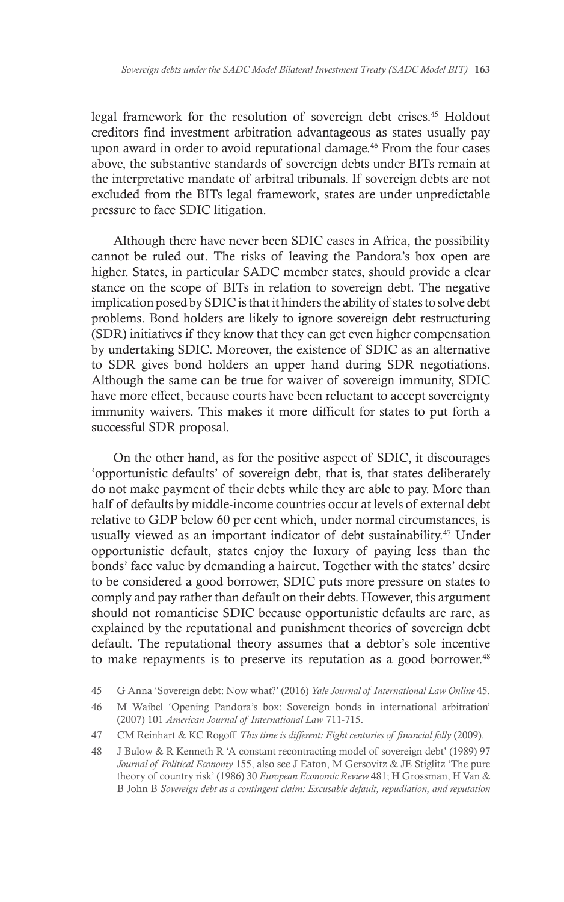legal framework for the resolution of sovereign debt crises.[45] Holdout creditors find investment arbitration advantageous as states usually pay upon award in order to avoid reputational damage.[46] From the four cases above, the substantive standards of sovereign debts under BITs remain at the interpretative mandate of arbitral tribunals. If sovereign debts are not excluded from the BITs legal framework, states are under unpredictable pressure to face SDIC litigation.

Although there have never been SDIC cases in Africa, the possibility cannot be ruled out. The risks of leaving the Pandora's box open are higher. States, in particular SADC member states, should provide a clear stance on the scope of BITs in relation to sovereign debt. The negative implication posed by SDIC is that it hinders the ability of states to solve debt problems. Bond holders are likely to ignore sovereign debt restructuring (SDR) initiatives if they know that they can get even higher compensation by undertaking SDIC. Moreover, the existence of SDIC as an alternative to SDR gives bond holders an upper hand during SDR negotiations. Although the same can be true for waiver of sovereign immunity, SDIC have more effect, because courts have been reluctant to accept sovereignty immunity waivers. This makes it more difficult for states to put forth a successful SDR proposal.

On the other hand, as for the positive aspect of SDIC, it discourages 'opportunistic defaults' of sovereign debt, that is, that states deliberately do not make payment of their debts while they are able to pay. More than half of defaults by middle-income countries occur at levels of external debt relative to GDP below 60 per cent which, under normal circumstances, is usually viewed as an important indicator of debt sustainability.[47] Under opportunistic default, states enjoy the luxury of paying less than the bonds' face value by demanding a haircut. Together with the states' desire to be considered a good borrower, SDIC puts more pressure on states to comply and pay rather than default on their debts. However, this argument should not romanticise SDIC because opportunistic defaults are rare, as explained by the reputational and punishment theories of sovereign debt default. The reputational theory assumes that a debtor's sole incentive to make repayments is to preserve its reputation as a good borrower.[48]

45 G Anna 'Sovereign debt: Now what?' (2016) *Yale Journal of International Law Online* 45.

46 M Waibel 'Opening Pandora's box: Sovereign bonds in international arbitration' (2007) 101 *American Journal of International Law* 711-715.

47 CM Reinhart & KC Rogoff *This time is different: Eight centuries of financial folly* (2009).

48 J Bulow & R Kenneth R 'A constant recontracting model of sovereign debt' (1989) 97 *Journal of Political Economy* 155, also see J Eaton, M Gersovitz & JE Stiglitz 'The pure theory of country risk' (1986) 30 *European Economic Review* 481; H Grossman, H Van & B John B *Sovereign debt as a contingent claim: Excusable default, repudiation, and reputation*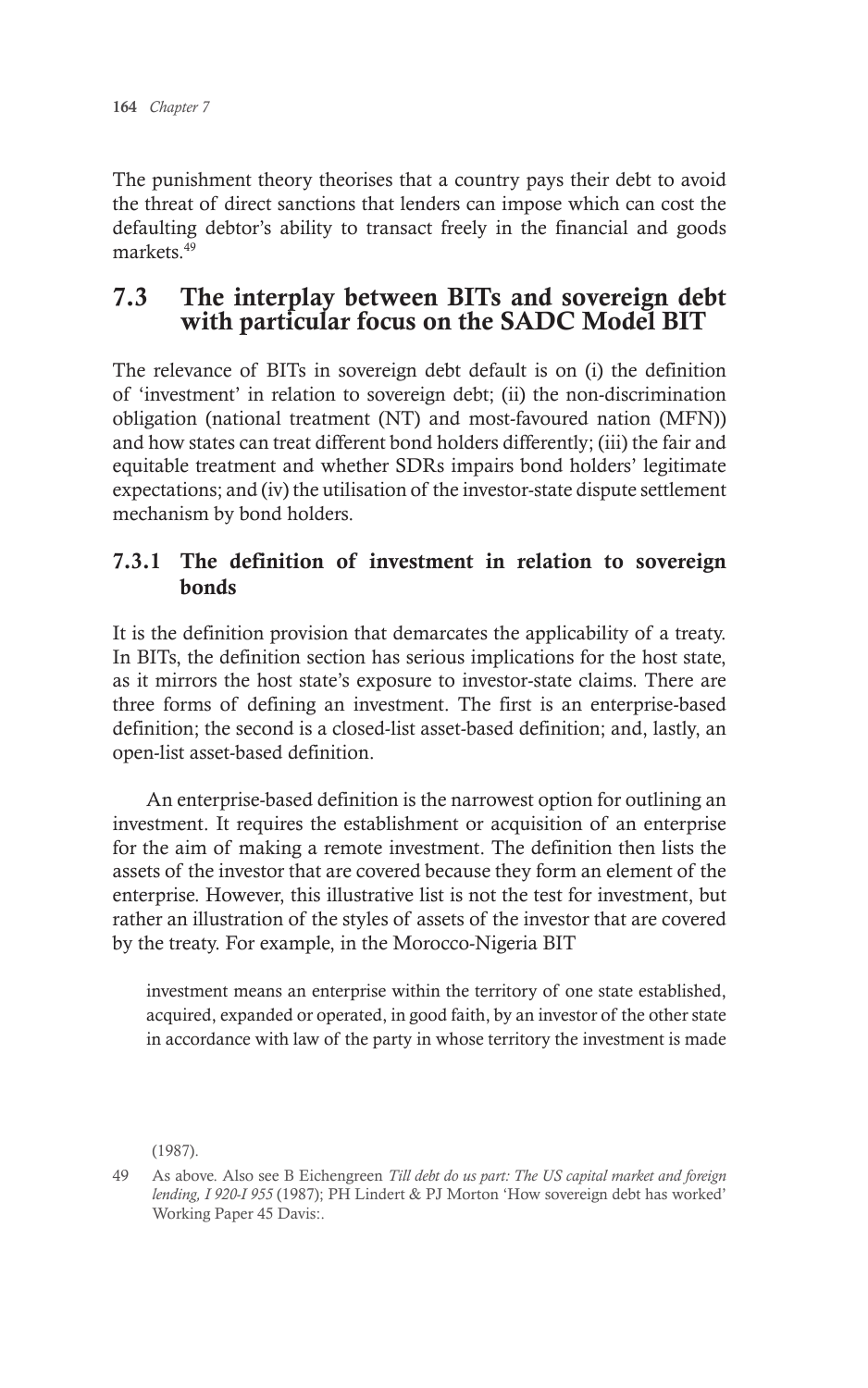The punishment theory theorises that a country pays their debt to avoid the threat of direct sanctions that lenders can impose which can cost the defaulting debtor's ability to transact freely in the financial and goods markets.[49]

## 7.3 The interplay between BITs and sovereign debt with particular focus on the SADC Model BIT

The relevance of BITs in sovereign debt default is on (i) the definition of 'investment' in relation to sovereign debt; (ii) the non-discrimination obligation (national treatment (NT) and most-favoured nation (MFN)) and how states can treat different bond holders differently; (iii) the fair and equitable treatment and whether SDRs impairs bond holders' legitimate expectations; and (iv) the utilisation of the investor-state dispute settlement mechanism by bond holders.

### 7.3.1 The definition of investment in relation to sovereign bonds

It is the definition provision that demarcates the applicability of a treaty. In BITs, the definition section has serious implications for the host state, as it mirrors the host state's exposure to investor-state claims. There are three forms of defining an investment. The first is an enterprise-based definition; the second is a closed-list asset-based definition; and, lastly, an open-list asset-based definition.

An enterprise-based definition is the narrowest option for outlining an investment. It requires the establishment or acquisition of an enterprise for the aim of making a remote investment. The definition then lists the assets of the investor that are covered because they form an element of the enterprise. However, this illustrative list is not the test for investment, but rather an illustration of the styles of assets of the investor that are covered by the treaty. For example, in the Morocco-Nigeria BIT

> investment means an enterprise within the territory of one state established, acquired, expanded or operated, in good faith, by an investor of the other state in accordance with law of the party in whose territory the investment is made

(1987).

49 As above. Also see B Eichengreen *Till debt do us part: The US capital market and foreign lending, I 920-I 955* (1987); PH Lindert & PJ Morton 'How sovereign debt has worked' Working Paper 45 Davis:.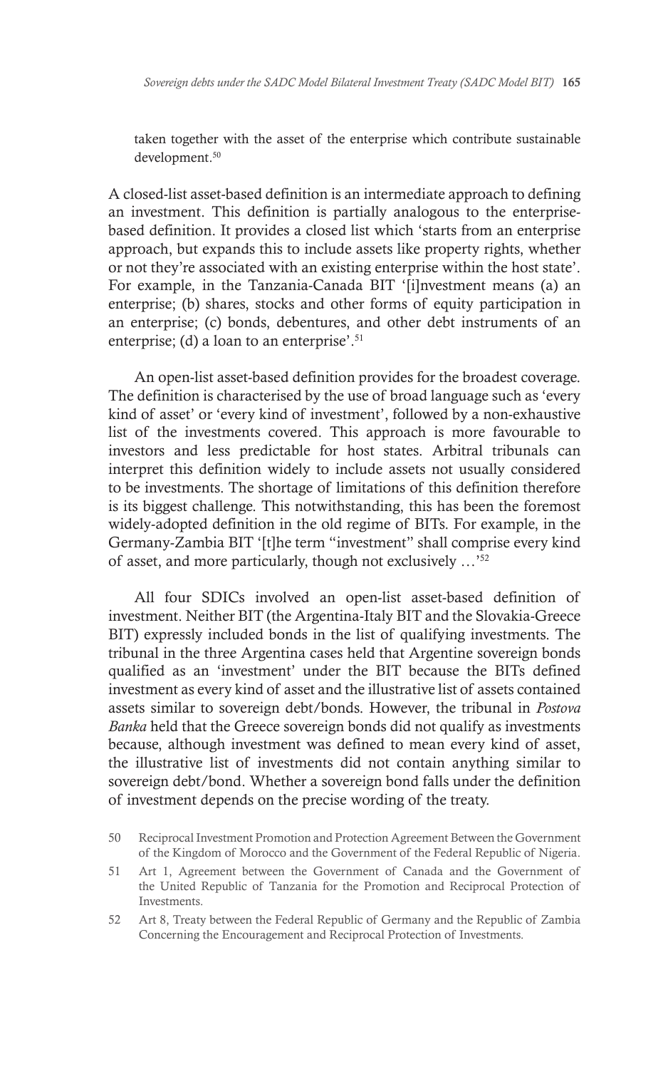taken together with the asset of the enterprise which contribute sustainable development.[50]

A closed-list asset-based definition is an intermediate approach to defining an investment. This definition is partially analogous to the enterprise-based definition. It provides a closed list which 'starts from an enterprise approach, but expands this to include assets like property rights, whether or not they're associated with an existing enterprise within the host state'. For example, in the Tanzania-Canada BIT '[i]nvestment means (a) an enterprise; (b) shares, stocks and other forms of equity participation in an enterprise; (c) bonds, debentures, and other debt instruments of an enterprise; (d) a loan to an enterprise'.[51]

An open-list asset-based definition provides for the broadest coverage. The definition is characterised by the use of broad language such as 'every kind of asset' or 'every kind of investment', followed by a non-exhaustive list of the investments covered. This approach is more favourable to investors and less predictable for host states. Arbitral tribunals can interpret this definition widely to include assets not usually considered to be investments. The shortage of limitations of this definition therefore is its biggest challenge. This notwithstanding, this has been the foremost widely-adopted definition in the old regime of BITs. For example, in the Germany-Zambia BIT '[t]he term "investment" shall comprise every kind of asset, and more particularly, though not exclusively …'[52]

All four SDICs involved an open-list asset-based definition of investment. Neither BIT (the Argentina-Italy BIT and the Slovakia-Greece BIT) expressly included bonds in the list of qualifying investments. The tribunal in the three Argentina cases held that Argentine sovereign bonds qualified as an 'investment' under the BIT because the BITs defined investment as every kind of asset and the illustrative list of assets contained assets similar to sovereign debt/bonds. However, the tribunal in *Postova Banka* held that the Greece sovereign bonds did not qualify as investments because, although investment was defined to mean every kind of asset, the illustrative list of investments did not contain anything similar to sovereign debt/bond. Whether a sovereign bond falls under the definition of investment depends on the precise wording of the treaty.

50 Reciprocal Investment Promotion and Protection Agreement Between the Government of the Kingdom of Morocco and the Government of the Federal Republic of Nigeria.

51 Art 1, Agreement between the Government of Canada and the Government of the United Republic of Tanzania for the Promotion and Reciprocal Protection of Investments.

52 Art 8, Treaty between the Federal Republic of Germany and the Republic of Zambia Concerning the Encouragement and Reciprocal Protection of Investments.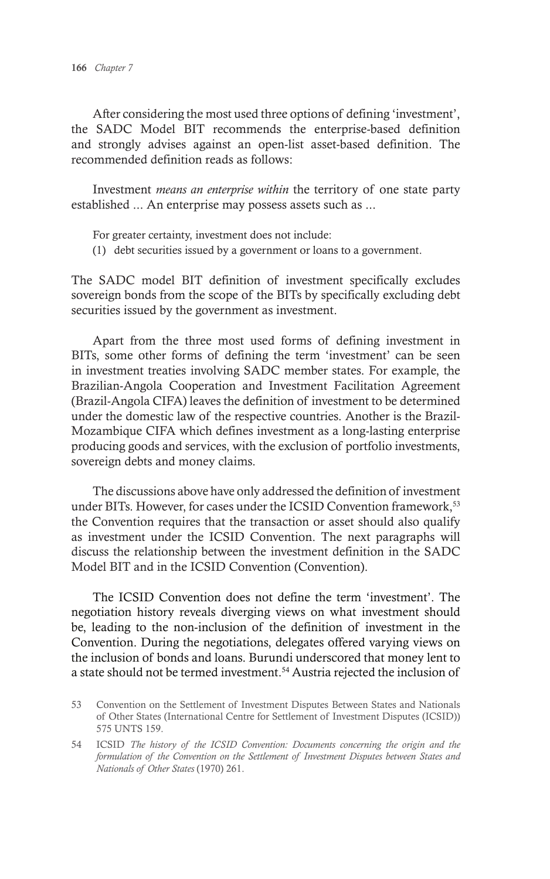After considering the most used three options of defining 'investment', the SADC Model BIT recommends the enterprise-based definition and strongly advises against an open-list asset-based definition. The recommended definition reads as follows:

> Investment *means an enterprise within* the territory of one state party established ... An enterprise may possess assets such as ...
>
> For greater certainty, investment does not include:
>
> (1) debt securities issued by a government or loans to a government.

The SADC model BIT definition of investment specifically excludes sovereign bonds from the scope of the BITs by specifically excluding debt securities issued by the government as investment.

Apart from the three most used forms of defining investment in BITs, some other forms of defining the term 'investment' can be seen in investment treaties involving SADC member states. For example, the Brazilian-Angola Cooperation and Investment Facilitation Agreement (Brazil-Angola CIFA) leaves the definition of investment to be determined under the domestic law of the respective countries. Another is the Brazil-Mozambique CIFA which defines investment as a long-lasting enterprise producing goods and services, with the exclusion of portfolio investments, sovereign debts and money claims.

The discussions above have only addressed the definition of investment under BITs. However, for cases under the ICSID Convention framework,[53] the Convention requires that the transaction or asset should also qualify as investment under the ICSID Convention. The next paragraphs will discuss the relationship between the investment definition in the SADC Model BIT and in the ICSID Convention (Convention).

The ICSID Convention does not define the term 'investment'. The negotiation history reveals diverging views on what investment should be, leading to the non-inclusion of the definition of investment in the Convention. During the negotiations, delegates offered varying views on the inclusion of bonds and loans. Burundi underscored that money lent to a state should not be termed investment.[54] Austria rejected the inclusion of

53 Convention on the Settlement of Investment Disputes Between States and Nationals of Other States (International Centre for Settlement of Investment Disputes (ICSID)) 575 UNTS 159.

54 ICSID *The history of the ICSID Convention: Documents concerning the origin and the formulation of the Convention on the Settlement of Investment Disputes between States and Nationals of Other States* (1970) 261.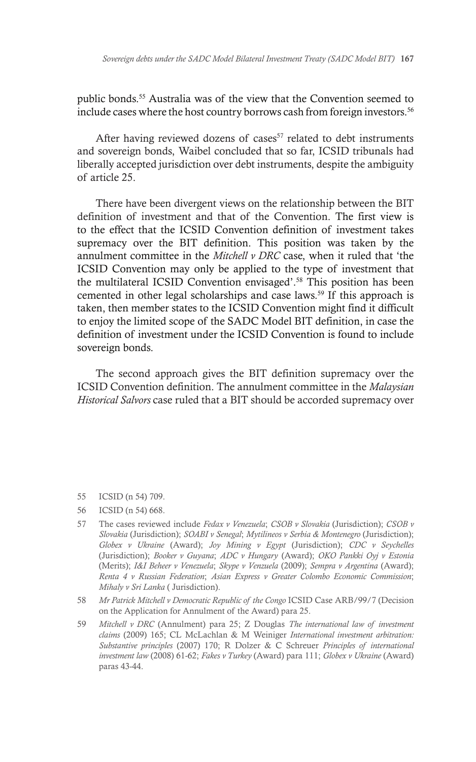public bonds.[55] Australia was of the view that the Convention seemed to include cases where the host country borrows cash from foreign investors.[56]

After having reviewed dozens of cases[57] related to debt instruments and sovereign bonds, Waibel concluded that so far, ICSID tribunals had liberally accepted jurisdiction over debt instruments, despite the ambiguity of article 25.

There have been divergent views on the relationship between the BIT definition of investment and that of the Convention. The first view is to the effect that the ICSID Convention definition of investment takes supremacy over the BIT definition. This position was taken by the annulment committee in the *Mitchell v DRC* case, when it ruled that 'the ICSID Convention may only be applied to the type of investment that the multilateral ICSID Convention envisaged'.[58] This position has been cemented in other legal scholarships and case laws.[59] If this approach is taken, then member states to the ICSID Convention might find it difficult to enjoy the limited scope of the SADC Model BIT definition, in case the definition of investment under the ICSID Convention is found to include sovereign bonds.

The second approach gives the BIT definition supremacy over the ICSID Convention definition. The annulment committee in the *Malaysian Historical Salvors* case ruled that a BIT should be accorded supremacy over

---

55 ICSID (n 54) 709.

56 ICSID (n 54) 668.

57 The cases reviewed include *Fedax v Venezuela*; *CSOB v Slovakia* (Jurisdiction); *CSOB v Slovakia* (Jurisdiction); *SOABI v Senegal*; *Mytilineos v Serbia & Montenegro* (Jurisdiction); *Globex v Ukraine* (Award); *Joy Mining v Egypt* (Jurisdiction); *CDC v Seychelles* (Jurisdiction); *Booker v Guyana*; *ADC v Hungary* (Award); *OKO Pankki Oyj v Estonia* (Merits); *I&I Beheer v Venezuela*; *Skype v Venzuela* (2009); *Sempra v Argentina* (Award); *Renta 4 v Russian Federation*; *Asian Express v Greater Colombo Economic Commission*; *Mihaly v Sri Lanka* ( Jurisdiction).

58 *Mr Patrick Mitchell v Democratic Republic of the Congo* ICSID Case ARB/99/7 (Decision on the Application for Annulment of the Award) para 25.

59 *Mitchell v DRC* (Annulment) para 25; Z Douglas *The international law of investment claims* (2009) 165; CL McLachlan & M Weiniger *International investment arbitration: Substantive principles* (2007) 170; R Dolzer & C Schreuer *Principles of international investment law* (2008) 61-62; *Fakes v Turkey* (Award) para 111; *Globex v Ukraine* (Award) paras 43-44.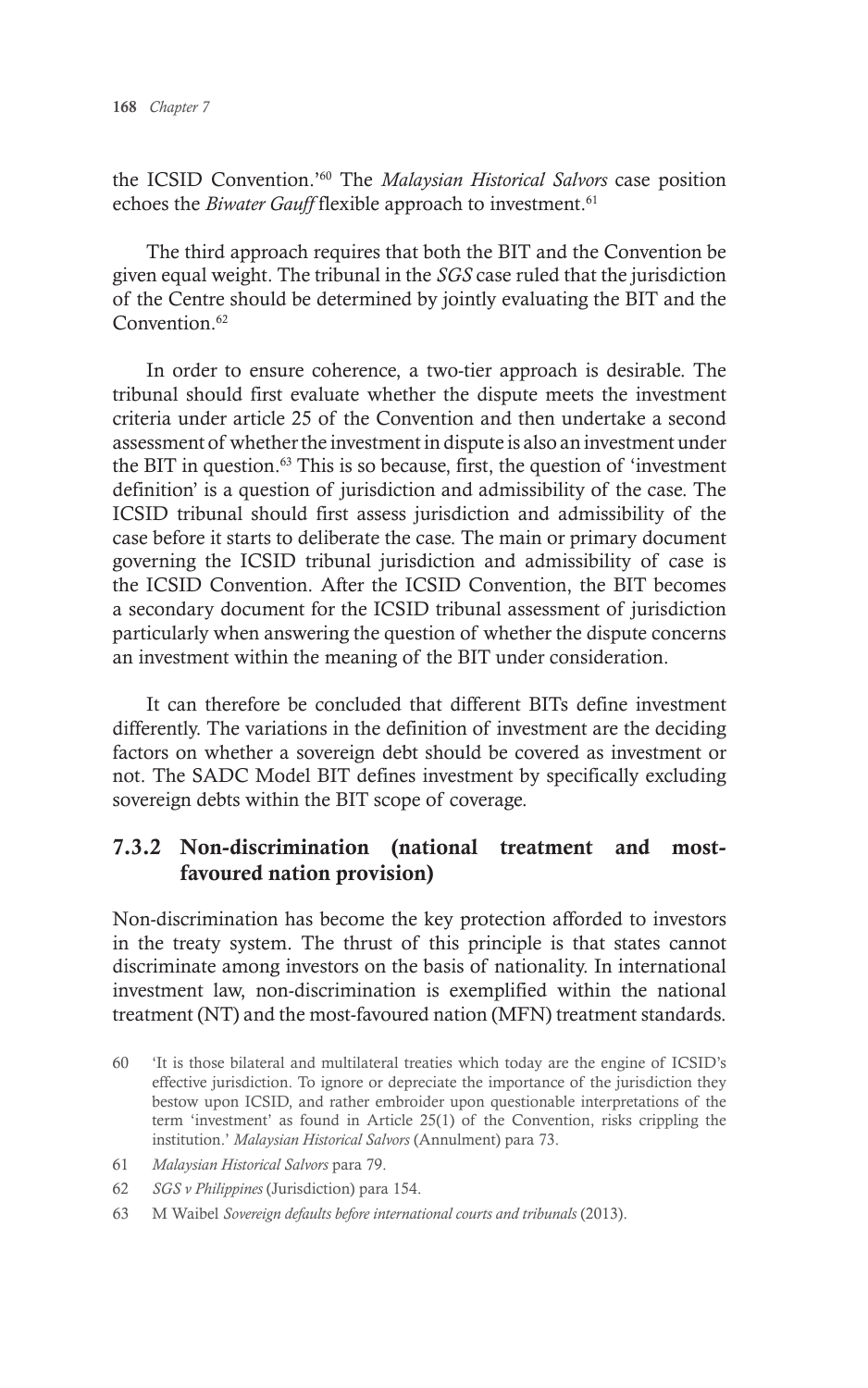the ICSID Convention.'[60] The *Malaysian Historical Salvors* case position echoes the *Biwater Gauff* flexible approach to investment.[61]

The third approach requires that both the BIT and the Convention be given equal weight. The tribunal in the *SGS* case ruled that the jurisdiction of the Centre should be determined by jointly evaluating the BIT and the Convention.[62]

In order to ensure coherence, a two-tier approach is desirable. The tribunal should first evaluate whether the dispute meets the investment criteria under article 25 of the Convention and then undertake a second assessment of whether the investment in dispute is also an investment under the BIT in question.[63] This is so because, first, the question of 'investment definition' is a question of jurisdiction and admissibility of the case. The ICSID tribunal should first assess jurisdiction and admissibility of the case before it starts to deliberate the case. The main or primary document governing the ICSID tribunal jurisdiction and admissibility of case is the ICSID Convention. After the ICSID Convention, the BIT becomes a secondary document for the ICSID tribunal assessment of jurisdiction particularly when answering the question of whether the dispute concerns an investment within the meaning of the BIT under consideration.

It can therefore be concluded that different BITs define investment differently. The variations in the definition of investment are the deciding factors on whether a sovereign debt should be covered as investment or not. The SADC Model BIT defines investment by specifically excluding sovereign debts within the BIT scope of coverage.

### 7.3.2 Non-discrimination (national treatment and most-favoured nation provision)

Non-discrimination has become the key protection afforded to investors in the treaty system. The thrust of this principle is that states cannot discriminate among investors on the basis of nationality. In international investment law, non-discrimination is exemplified within the national treatment (NT) and the most-favoured nation (MFN) treatment standards.

60 'It is those bilateral and multilateral treaties which today are the engine of ICSID's effective jurisdiction. To ignore or depreciate the importance of the jurisdiction they bestow upon ICSID, and rather embroider upon questionable interpretations of the term 'investment' as found in Article 25(1) of the Convention, risks crippling the institution.' *Malaysian Historical Salvors* (Annulment) para 73.

61 *Malaysian Historical Salvors* para 79.

62 *SGS v Philippines* (Jurisdiction) para 154.

63 M Waibel *Sovereign defaults before international courts and tribunals* (2013).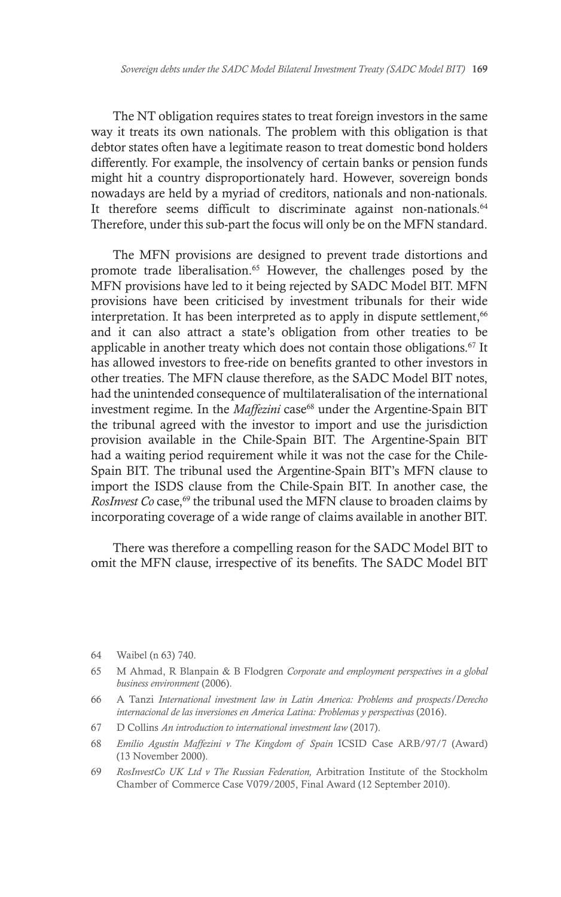The NT obligation requires states to treat foreign investors in the same way it treats its own nationals. The problem with this obligation is that debtor states often have a legitimate reason to treat domestic bond holders differently. For example, the insolvency of certain banks or pension funds might hit a country disproportionately hard. However, sovereign bonds nowadays are held by a myriad of creditors, nationals and non-nationals. It therefore seems difficult to discriminate against non-nationals.[64] Therefore, under this sub-part the focus will only be on the MFN standard.

The MFN provisions are designed to prevent trade distortions and promote trade liberalisation.[65] However, the challenges posed by the MFN provisions have led to it being rejected by SADC Model BIT. MFN provisions have been criticised by investment tribunals for their wide interpretation. It has been interpreted as to apply in dispute settlement,[66] and it can also attract a state's obligation from other treaties to be applicable in another treaty which does not contain those obligations.[67] It has allowed investors to free-ride on benefits granted to other investors in other treaties. The MFN clause therefore, as the SADC Model BIT notes, had the unintended consequence of multilateralisation of the international investment regime. In the *Maffezini* case[68] under the Argentine-Spain BIT the tribunal agreed with the investor to import and use the jurisdiction provision available in the Chile-Spain BIT. The Argentine-Spain BIT had a waiting period requirement while it was not the case for the Chile-Spain BIT. The tribunal used the Argentine-Spain BIT's MFN clause to import the ISDS clause from the Chile-Spain BIT. In another case, the *RosInvest Co* case,[69] the tribunal used the MFN clause to broaden claims by incorporating coverage of a wide range of claims available in another BIT.

There was therefore a compelling reason for the SADC Model BIT to omit the MFN clause, irrespective of its benefits. The SADC Model BIT

---

64 Waibel (n 63) 740.

65 M Ahmad, R Blanpain & B Flodgren *Corporate and employment perspectives in a global business environment* (2006).

66 A Tanzi *International investment law in Latin America: Problems and prospects/Derecho internacional de las inversiones en America Latina: Problemas y perspectivas* (2016).

67 D Collins *An introduction to international investment law* (2017).

68 *Emilio Agustín Maffezini v The Kingdom of Spain* ICSID Case ARB/97/7 (Award) (13 November 2000).

69 *RosInvestCo UK Ltd v The Russian Federation,* Arbitration Institute of the Stockholm Chamber of Commerce Case V079/2005, Final Award (12 September 2010).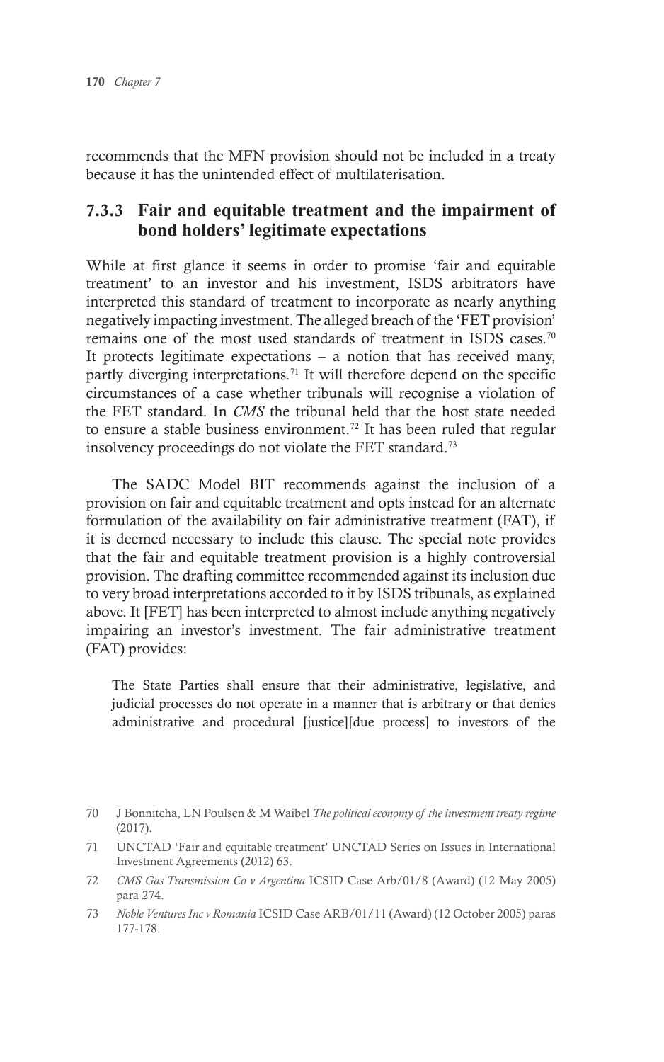recommends that the MFN provision should not be included in a treaty because it has the unintended effect of multilaterisation.

### 7.3.3 Fair and equitable treatment and the impairment of bond holders' legitimate expectations

While at first glance it seems in order to promise 'fair and equitable treatment' to an investor and his investment, ISDS arbitrators have interpreted this standard of treatment to incorporate as nearly anything negatively impacting investment. The alleged breach of the 'FET provision' remains one of the most used standards of treatment in ISDS cases.[70] It protects legitimate expectations – a notion that has received many, partly diverging interpretations.[71] It will therefore depend on the specific circumstances of a case whether tribunals will recognise a violation of the FET standard. In *CMS* the tribunal held that the host state needed to ensure a stable business environment.[72] It has been ruled that regular insolvency proceedings do not violate the FET standard.[73]

The SADC Model BIT recommends against the inclusion of a provision on fair and equitable treatment and opts instead for an alternate formulation of the availability on fair administrative treatment (FAT), if it is deemed necessary to include this clause. The special note provides that the fair and equitable treatment provision is a highly controversial provision. The drafting committee recommended against its inclusion due to very broad interpretations accorded to it by ISDS tribunals, as explained above. It [FET] has been interpreted to almost include anything negatively impairing an investor's investment. The fair administrative treatment (FAT) provides:

> The State Parties shall ensure that their administrative, legislative, and judicial processes do not operate in a manner that is arbitrary or that denies administrative and procedural [justice][due process] to investors of the

---

70 J Bonnitcha, LN Poulsen & M Waibel *The political economy of the investment treaty regime* (2017).

71 UNCTAD 'Fair and equitable treatment' UNCTAD Series on Issues in International Investment Agreements (2012) 63.

72 *CMS Gas Transmission Co v Argentina* ICSID Case Arb/01/8 (Award) (12 May 2005) para 274.

73 *Noble Ventures Inc v Romania* ICSID Case ARB/01/11 (Award) (12 October 2005) paras 177-178.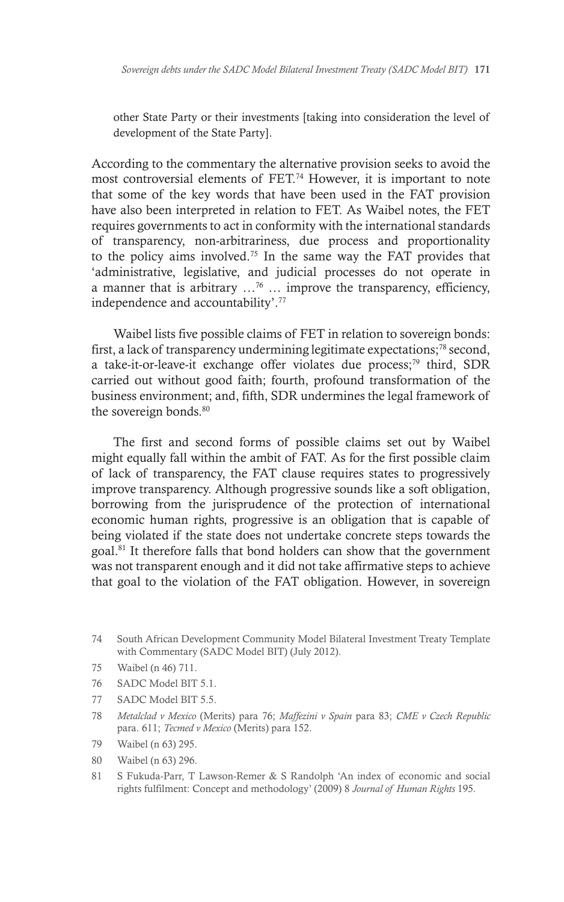other State Party or their investments [taking into consideration the level of development of the State Party].

According to the commentary the alternative provision seeks to avoid the most controversial elements of FET.[74] However, it is important to note that some of the key words that have been used in the FAT provision have also been interpreted in relation to FET. As Waibel notes, the FET requires governments to act in conformity with the international standards of transparency, non-arbitrariness, due process and proportionality to the policy aims involved.[75] In the same way the FAT provides that 'administrative, legislative, and judicial processes do not operate in a manner that is arbitrary …[76] … improve the transparency, efficiency, independence and accountability'.[77]

Waibel lists five possible claims of FET in relation to sovereign bonds: first, a lack of transparency undermining legitimate expectations;[78] second, a take-it-or-leave-it exchange offer violates due process;[79] third, SDR carried out without good faith; fourth, profound transformation of the business environment; and, fifth, SDR undermines the legal framework of the sovereign bonds.[80]

The first and second forms of possible claims set out by Waibel might equally fall within the ambit of FAT. As for the first possible claim of lack of transparency, the FAT clause requires states to progressively improve transparency. Although progressive sounds like a soft obligation, borrowing from the jurisprudence of the protection of international economic human rights, progressive is an obligation that is capable of being violated if the state does not undertake concrete steps towards the goal.[81] It therefore falls that bond holders can show that the government was not transparent enough and it did not take affirmative steps to achieve that goal to the violation of the FAT obligation. However, in sovereign

---

74 South African Development Community Model Bilateral Investment Treaty Template with Commentary (SADC Model BIT) (July 2012).

75 Waibel (n 46) 711.

76 SADC Model BIT 5.1.

77 SADC Model BIT 5.5.

78 *Metalclad v Mexico* (Merits) para 76; *Maffezini v Spain* para 83; *CME v Czech Republic* para. 611; *Tecmed v Mexico* (Merits) para 152.

79 Waibel (n 63) 295.

80 Waibel (n 63) 296.

81 S Fukuda-Parr, T Lawson-Remer & S Randolph 'An index of economic and social rights fulfilment: Concept and methodology' (2009) 8 *Journal of Human Rights* 195.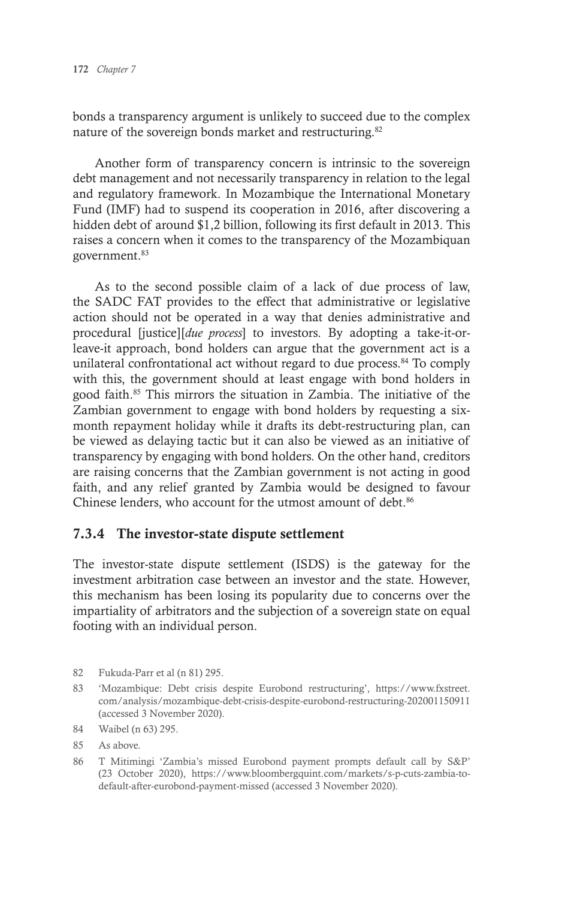bonds a transparency argument is unlikely to succeed due to the complex nature of the sovereign bonds market and restructuring.[82]

Another form of transparency concern is intrinsic to the sovereign debt management and not necessarily transparency in relation to the legal and regulatory framework. In Mozambique the International Monetary Fund (IMF) had to suspend its cooperation in 2016, after discovering a hidden debt of around $1,2 billion, following its first default in 2013. This raises a concern when it comes to the transparency of the Mozambiquan government.[83]

As to the second possible claim of a lack of due process of law, the SADC FAT provides to the effect that administrative or legislative action should not be operated in a way that denies administrative and procedural [justice][*due process*] to investors. By adopting a take-it-or-leave-it approach, bond holders can argue that the government act is a unilateral confrontational act without regard to due process.[84] To comply with this, the government should at least engage with bond holders in good faith.[85] This mirrors the situation in Zambia. The initiative of the Zambian government to engage with bond holders by requesting a six-month repayment holiday while it drafts its debt-restructuring plan, can be viewed as delaying tactic but it can also be viewed as an initiative of transparency by engaging with bond holders. On the other hand, creditors are raising concerns that the Zambian government is not acting in good faith, and any relief granted by Zambia would be designed to favour Chinese lenders, who account for the utmost amount of debt.[86]

### 7.3.4 The investor-state dispute settlement

The investor-state dispute settlement (ISDS) is the gateway for the investment arbitration case between an investor and the state. However, this mechanism has been losing its popularity due to concerns over the impartiality of arbitrators and the subjection of a sovereign state on equal footing with an individual person.

82 Fukuda-Parr et al (n 81) 295.

83 'Mozambique: Debt crisis despite Eurobond restructuring', https://www.fxstreet.com/analysis/mozambique-debt-crisis-despite-eurobond-restructuring-202001150911 (accessed 3 November 2020).

84 Waibel (n 63) 295.

85 As above.

86 T Mitimingi 'Zambia's missed Eurobond payment prompts default call by S&P' (23 October 2020), https://www.bloombergquint.com/markets/s-p-cuts-zambia-to-default-after-eurobond-payment-missed (accessed 3 November 2020).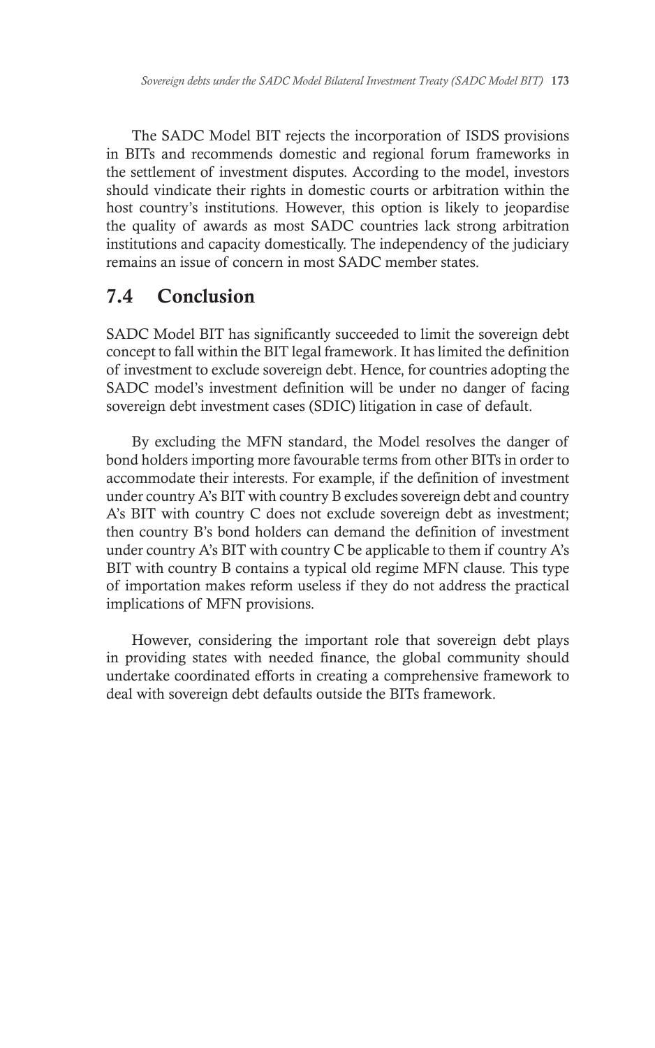The SADC Model BIT rejects the incorporation of ISDS provisions in BITs and recommends domestic and regional forum frameworks in the settlement of investment disputes. According to the model, investors should vindicate their rights in domestic courts or arbitration within the host country's institutions. However, this option is likely to jeopardise the quality of awards as most SADC countries lack strong arbitration institutions and capacity domestically. The independency of the judiciary remains an issue of concern in most SADC member states.

## 7.4 Conclusion

SADC Model BIT has significantly succeeded to limit the sovereign debt concept to fall within the BIT legal framework. It has limited the definition of investment to exclude sovereign debt. Hence, for countries adopting the SADC model's investment definition will be under no danger of facing sovereign debt investment cases (SDIC) litigation in case of default.

By excluding the MFN standard, the Model resolves the danger of bond holders importing more favourable terms from other BITs in order to accommodate their interests. For example, if the definition of investment under country A's BIT with country B excludes sovereign debt and country A's BIT with country C does not exclude sovereign debt as investment; then country B's bond holders can demand the definition of investment under country A's BIT with country C be applicable to them if country A's BIT with country B contains a typical old regime MFN clause. This type of importation makes reform useless if they do not address the practical implications of MFN provisions.

However, considering the important role that sovereign debt plays in providing states with needed finance, the global community should undertake coordinated efforts in creating a comprehensive framework to deal with sovereign debt defaults outside the BITs framework.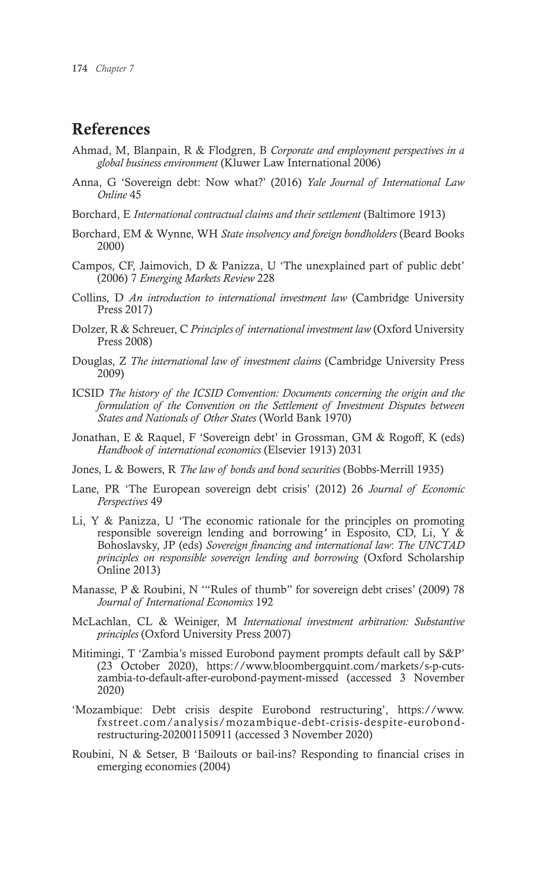## References

Ahmad, M, Blanpain, R & Flodgren, B *Corporate and employment perspectives in a global business environment* (Kluwer Law International 2006)

Anna, G 'Sovereign debt: Now what?' (2016) *Yale Journal of International Law Online* 45

Borchard, E *International contractual claims and their settlement* (Baltimore 1913)

Borchard, EM & Wynne, WH *State insolvency and foreign bondholders* (Beard Books 2000)

Campos, CF, Jaimovich, D & Panizza, U 'The unexplained part of public debt' (2006) 7 *Emerging Markets Review* 228

Collins, D *An introduction to international investment law* (Cambridge University Press 2017)

Dolzer, R & Schreuer, C *Principles of international investment law* (Oxford University Press 2008)

Douglas, Z *The international law of investment claims* (Cambridge University Press 2009)

ICSID *The history of the ICSID Convention: Documents concerning the origin and the formulation of the Convention on the Settlement of Investment Disputes between States and Nationals of Other States* (World Bank 1970)

Jonathan, E & Raquel, F 'Sovereign debt' in Grossman, GM & Rogoff, K (eds) *Handbook of international economics* (Elsevier 1913) 2031

Jones, L & Bowers, R *The law of bonds and bond securities* (Bobbs-Merrill 1935)

Lane, PR 'The European sovereign debt crisis' (2012) 26 *Journal of Economic Perspectives* 49

Li, Y & Panizza, U 'The economic rationale for the principles on promoting responsible sovereign lending and borrowing' in Espósito, CD, Li, Y & Bohoslavsky, JP (eds) *Sovereign financing and international law*: *The UNCTAD principles on responsible sovereign lending and borrowing* (Oxford Scholarship Online 2013)

Manasse, P & Roubini, N '"Rules of thumb" for sovereign debt crises' (2009) 78 *Journal of International Economics* 192

McLachlan, CL & Weiniger, M *International investment arbitration: Substantive principles* (Oxford University Press 2007)

Mitimingi, T 'Zambia's missed Eurobond payment prompts default call by S&P' (23 October 2020), https://www.bloombergquint.com/markets/s-p-cuts-zambia-to-default-after-eurobond-payment-missed (accessed 3 November 2020)

'Mozambique: Debt crisis despite Eurobond restructuring', https://www.fxstreet.com/analysis/mozambique-debt-crisis-despite-eurobond-restructuring-202001150911 (accessed 3 November 2020)

Roubini, N & Setser, B 'Bailouts or bail-ins? Responding to financial crises in emerging economies (2004)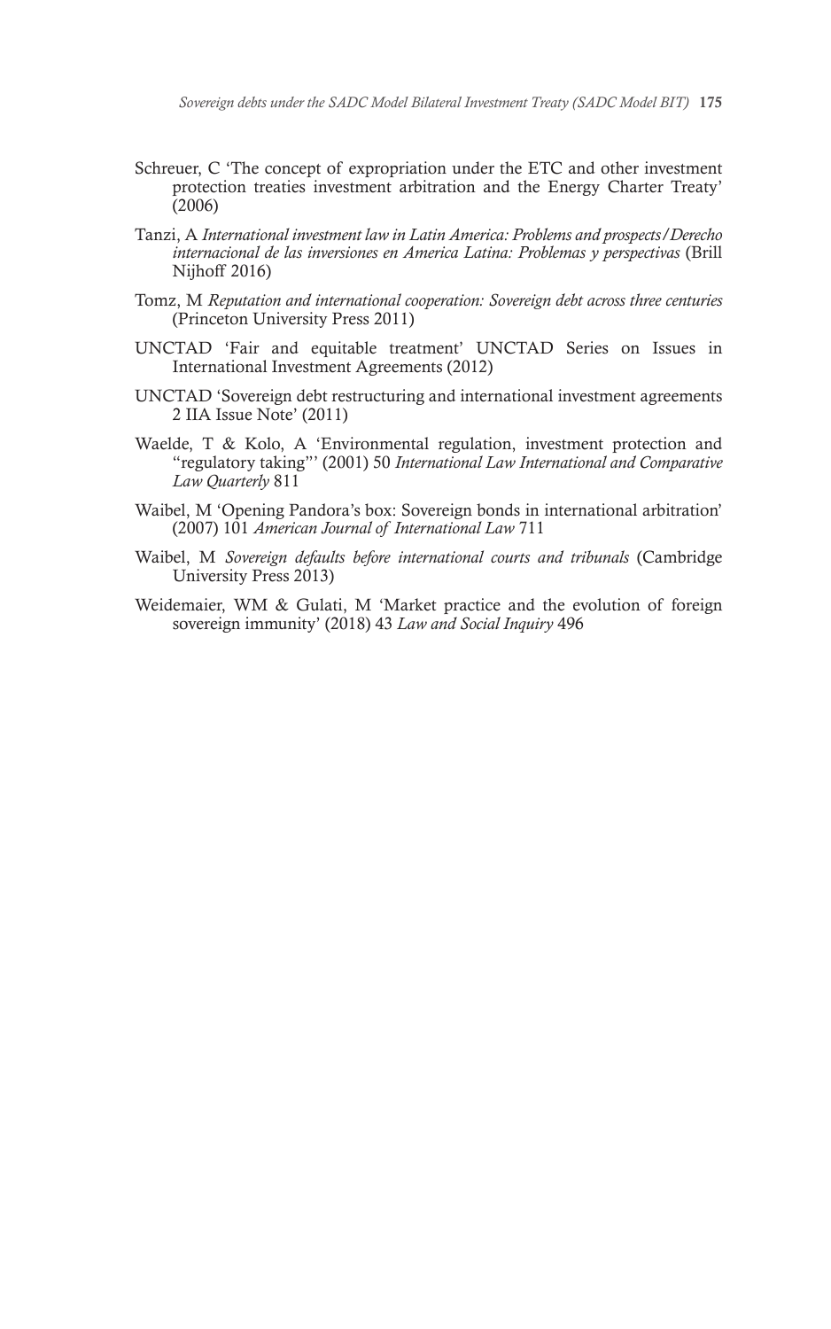Schreuer, C 'The concept of expropriation under the ETC and other investment protection treaties investment arbitration and the Energy Charter Treaty' (2006)

Tanzi, A *International investment law in Latin America: Problems and prospects/Derecho internacional de las inversiones en America Latina: Problemas y perspectivas* (Brill Nijhoff 2016)

Tomz, M *Reputation and international cooperation: Sovereign debt across three centuries* (Princeton University Press 2011)

UNCTAD 'Fair and equitable treatment' UNCTAD Series on Issues in International Investment Agreements (2012)

UNCTAD 'Sovereign debt restructuring and international investment agreements 2 IIA Issue Note' (2011)

Waelde, T & Kolo, A 'Environmental regulation, investment protection and "regulatory taking"' (2001) 50 *International Law International and Comparative Law Quarterly* 811

Waibel, M 'Opening Pandora's box: Sovereign bonds in international arbitration' (2007) 101 *American Journal of International Law* 711

Waibel, M *Sovereign defaults before international courts and tribunals* (Cambridge University Press 2013)

Weidemaier, WM & Gulati, M 'Market practice and the evolution of foreign sovereign immunity' (2018) 43 *Law and Social Inquiry* 496